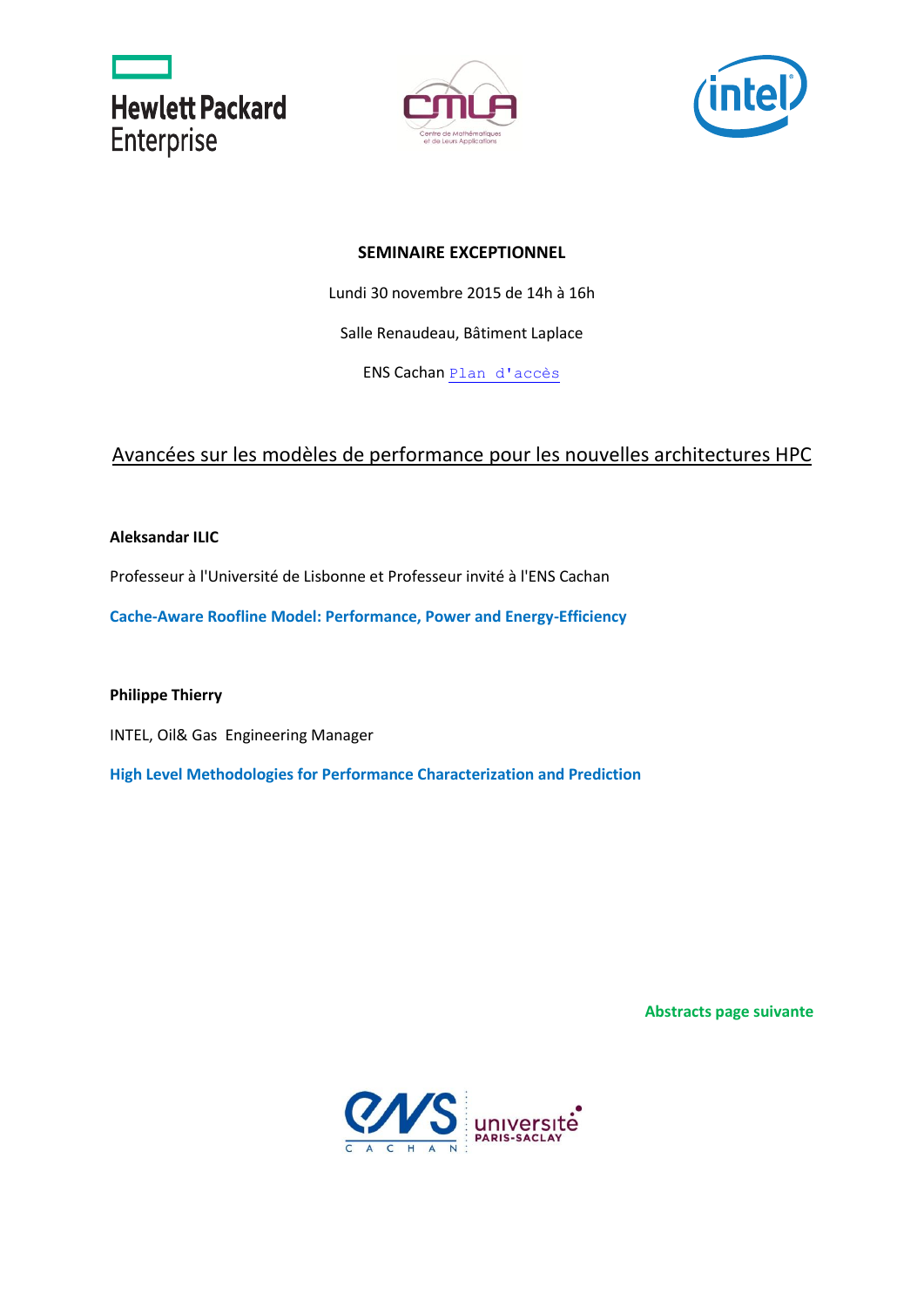**SEMINAIRE EXCEPTIONNEL**

Lundi 30 novembre 2015 de 14h à 16h

Salle Renaudeau, Bâtiment Laplace

ENS Cachan Plan d'accès

## Avancées sur les modèles de performance pour les nouvelles architectures HPC

**Aleksandar ILIC**

Professeur à l'Université de Lisbonne et Professeur invité à l'ENS Cachan

**Cache-Aware Roofline Model: Performance, Power and Energy-Efficiency**

**Philippe Thierry**

INTEL, Oil& Gas Engineering Manager

**High Level Methodologies for Performance Characterization and Prediction**

**Abstracts page suivante**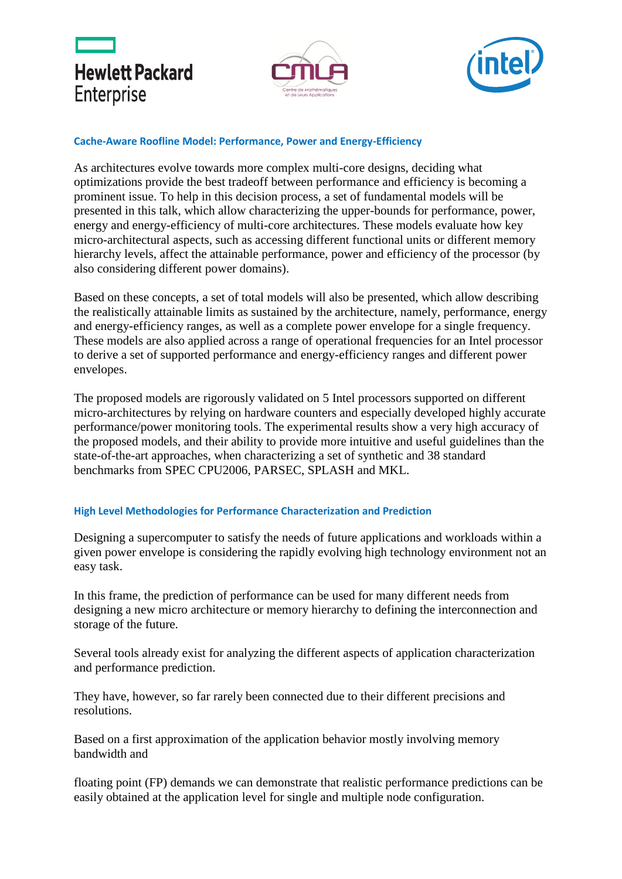## Cache-Aware Roofline Model: Performance, Power and Energy-Efficiency

As architectures evolve towards more complex multi-core designs, deciding what optimizations provide the best tradeoff between performance and efficiency is becoming a prominent issue. To help in this decision process, a set of fundamental models will be presented in this talk, which allow characterizing the upper-bounds for performance, power, energy and energy-efficiency of multi-core architectures. These models evaluate how key micro-architectural aspects, such as accessing different functional units or different memory hierarchy levels, affect the attainable performance, power and efficiency of the processor (by also considering different power domains).

Based on these concepts, a set of total models will also be presented, which allow describing the realistically attainable limits as sustained by the architecture, namely, performance, energy and energy-efficiency ranges, as well as a complete power envelope for a single frequency. These models are also applied across a range of operational frequencies for an Intel processor to derive a set of supported performance and energy-efficiency ranges and different power envelopes.

The proposed models are rigorously validated on 5 Intel processors supported on different micro-architectures by relying on hardware counters and especially developed highly accurate performance/power monitoring tools. The experimental results show a very high accuracy of the proposed models, and their ability to provide more intuitive and useful guidelines than the state-of-the-art approaches, when characterizing a set of synthetic and 38 standard benchmarks from SPEC CPU2006, PARSEC, SPLASH and MKL.

## High Level Methodologies for Performance Characterization and Prediction

Designing a supercomputer to satisfy the needs of future applications and workloads within a given power envelope is considering the rapidly evolving high technology environment not an easy task.

In this frame, the prediction of performance can be used for many different needs from designing a new micro architecture or memory hierarchy to defining the interconnection and storage of the future.

Several tools already exist for analyzing the different aspects of application characterization and performance prediction.

They have, however, so far rarely been connected due to their different precisions and resolutions.

Based on a first approximation of the application behavior mostly involving memory bandwidth and

floating point (FP) demands we can demonstrate that realistic performance predictions can be easily obtained at the application level for single and multiple node configuration.